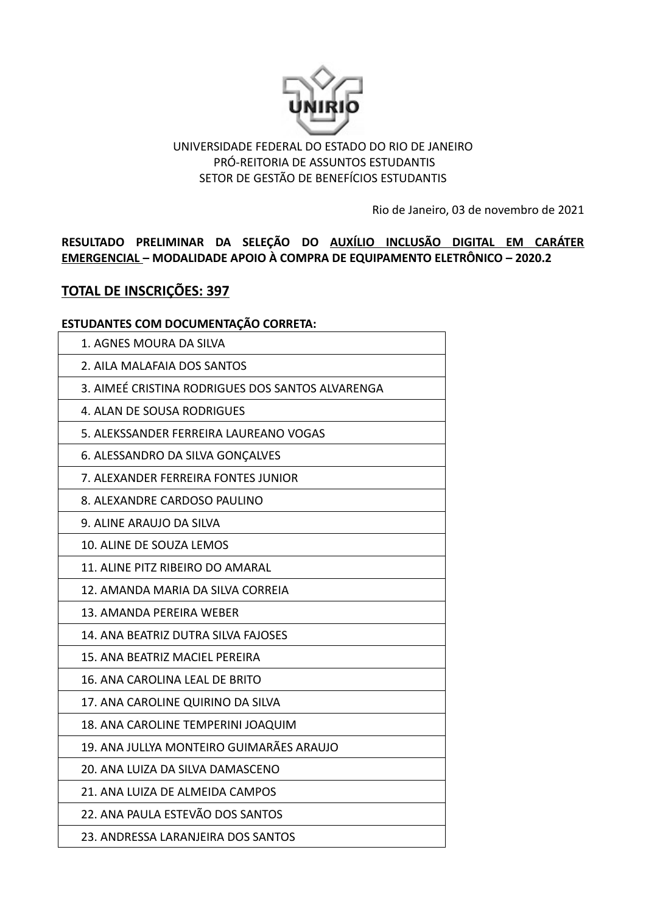UNIVERSIDADE FEDERAL DO ESTADO DO RIO DE JANEIRO
PRÓ-REITORIA DE ASSUNTOS ESTUDANTIS
SETOR DE GESTÃO DE BENEFÍCIOS ESTUDANTIS

Rio de Janeiro, 03 de novembro de 2021

**RESULTADO PRELIMINAR DA SELEÇÃO DO AUXÍLIO INCLUSÃO DIGITAL EM CARÁTER EMERGENCIAL – MODALIDADE APOIO À COMPRA DE EQUIPAMENTO ELETRÔNICO – 2020.2**

## TOTAL DE INSCRIÇÕES: 397

**ESTUDANTES COM DOCUMENTAÇÃO CORRETA:**

| |
|---|
| 1. AGNES MOURA DA SILVA |
| 2. AILA MALAFAIA DOS SANTOS |
| 3. AIMEÉ CRISTINA RODRIGUES DOS SANTOS ALVARENGA |
| 4. ALAN DE SOUSA RODRIGUES |
| 5. ALEKSSANDER FERREIRA LAUREANO VOGAS |
| 6. ALESSANDRO DA SILVA GONÇALVES |
| 7. ALEXANDER FERREIRA FONTES JUNIOR |
| 8. ALEXANDRE CARDOSO PAULINO |
| 9. ALINE ARAUJO DA SILVA |
| 10. ALINE DE SOUZA LEMOS |
| 11. ALINE PITZ RIBEIRO DO AMARAL |
| 12. AMANDA MARIA DA SILVA CORREIA |
| 13. AMANDA PEREIRA WEBER |
| 14. ANA BEATRIZ DUTRA SILVA FAJOSES |
| 15. ANA BEATRIZ MACIEL PEREIRA |
| 16. ANA CAROLINA LEAL DE BRITO |
| 17. ANA CAROLINE QUIRINO DA SILVA |
| 18. ANA CAROLINE TEMPERINI JOAQUIM |
| 19. ANA JULLYA MONTEIRO GUIMARÃES ARAUJO |
| 20. ANA LUIZA DA SILVA DAMASCENO |
| 21. ANA LUIZA DE ALMEIDA CAMPOS |
| 22. ANA PAULA ESTEVÃO DOS SANTOS |
| 23. ANDRESSA LARANJEIRA DOS SANTOS |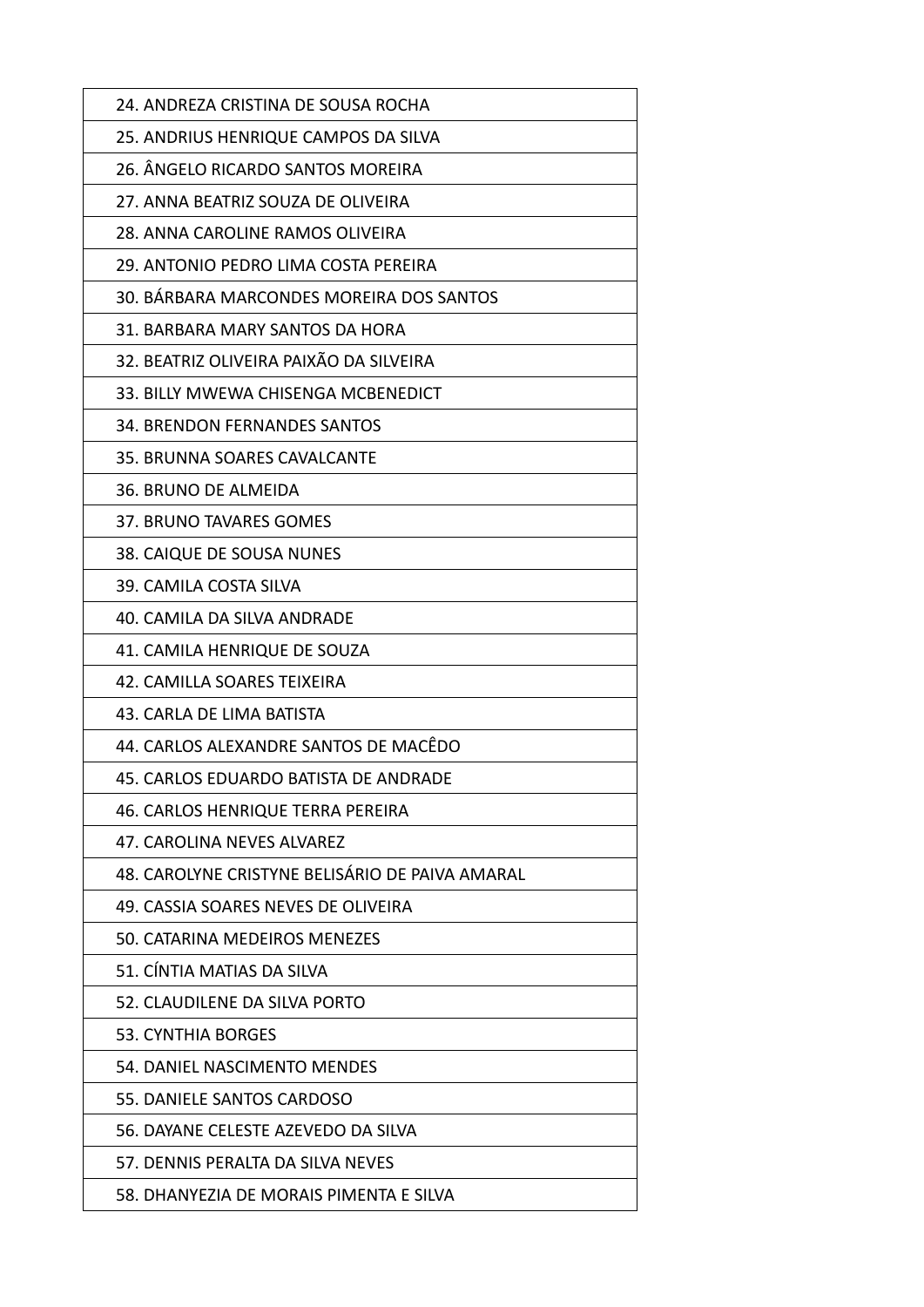24. ANDREZA CRISTINA DE SOUSA ROCHA
25. ANDRIUS HENRIQUE CAMPOS DA SILVA
26. ÂNGELO RICARDO SANTOS MOREIRA
27. ANNA BEATRIZ SOUZA DE OLIVEIRA
28. ANNA CAROLINE RAMOS OLIVEIRA
29. ANTONIO PEDRO LIMA COSTA PEREIRA
30. BÁRBARA MARCONDES MOREIRA DOS SANTOS
31. BARBARA MARY SANTOS DA HORA
32. BEATRIZ OLIVEIRA PAIXÃO DA SILVEIRA
33. BILLY MWEWA CHISENGA MCBENEDICT
34. BRENDON FERNANDES SANTOS
35. BRUNNA SOARES CAVALCANTE
36. BRUNO DE ALMEIDA
37. BRUNO TAVARES GOMES
38. CAIQUE DE SOUSA NUNES
39. CAMILA COSTA SILVA
40. CAMILA DA SILVA ANDRADE
41. CAMILA HENRIQUE DE SOUZA
42. CAMILLA SOARES TEIXEIRA
43. CARLA DE LIMA BATISTA
44. CARLOS ALEXANDRE SANTOS DE MACÊDO
45. CARLOS EDUARDO BATISTA DE ANDRADE
46. CARLOS HENRIQUE TERRA PEREIRA
47. CAROLINA NEVES ALVAREZ
48. CAROLYNE CRISTYNE BELISÁRIO DE PAIVA AMARAL
49. CASSIA SOARES NEVES DE OLIVEIRA
50. CATARINA MEDEIROS MENEZES
51. CÍNTIA MATIAS DA SILVA
52. CLAUDILENE DA SILVA PORTO
53. CYNTHIA BORGES
54. DANIEL NASCIMENTO MENDES
55. DANIELE SANTOS CARDOSO
56. DAYANE CELESTE AZEVEDO DA SILVA
57. DENNIS PERALTA DA SILVA NEVES
58. DHANYEZIA DE MORAIS PIMENTA E SILVA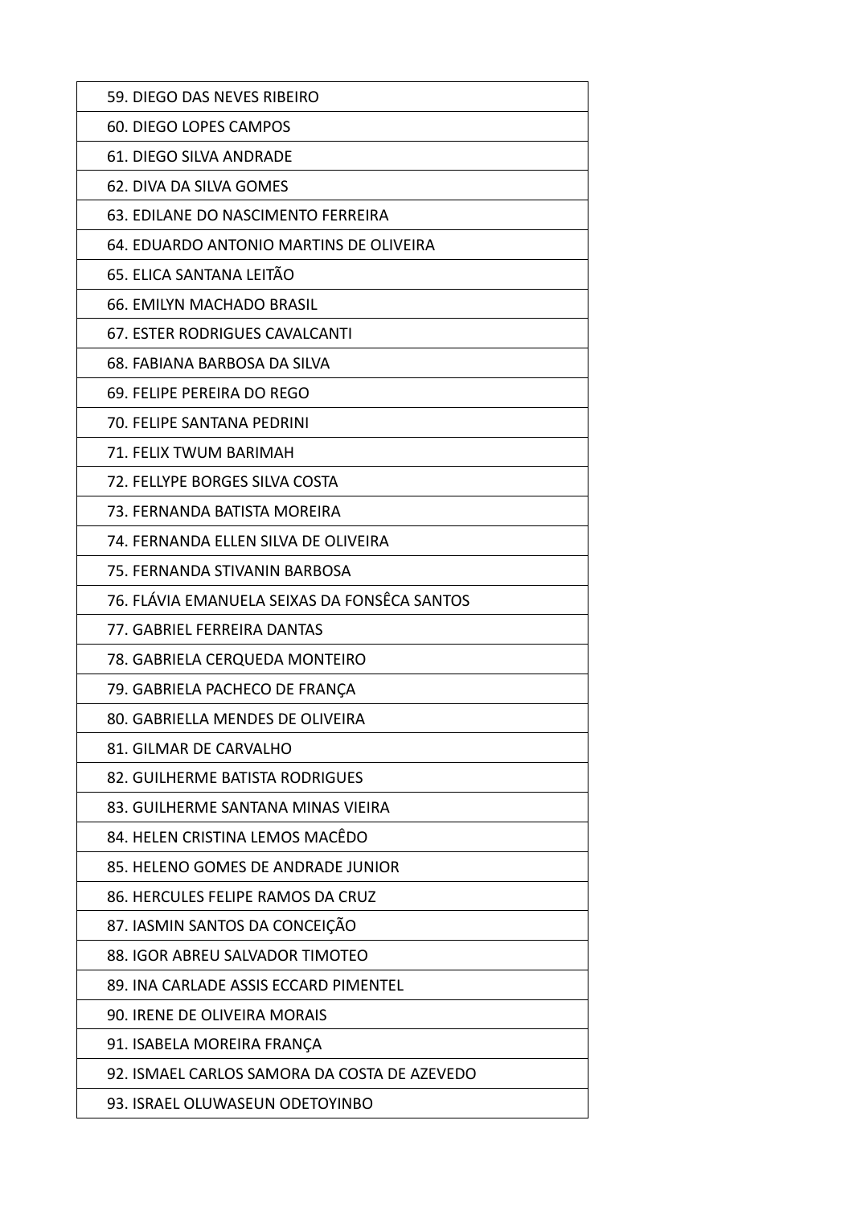| 59. DIEGO DAS NEVES RIBEIRO |
|---|
| 60. DIEGO LOPES CAMPOS |
| 61. DIEGO SILVA ANDRADE |
| 62. DIVA DA SILVA GOMES |
| 63. EDILANE DO NASCIMENTO FERREIRA |
| 64. EDUARDO ANTONIO MARTINS DE OLIVEIRA |
| 65. ELICA SANTANA LEITÃO |
| 66. EMILYN MACHADO BRASIL |
| 67. ESTER RODRIGUES CAVALCANTI |
| 68. FABIANA BARBOSA DA SILVA |
| 69. FELIPE PEREIRA DO REGO |
| 70. FELIPE SANTANA PEDRINI |
| 71. FELIX TWUM BARIMAH |
| 72. FELLYPE BORGES SILVA COSTA |
| 73. FERNANDA BATISTA MOREIRA |
| 74. FERNANDA ELLEN SILVA DE OLIVEIRA |
| 75. FERNANDA STIVANIN BARBOSA |
| 76. FLÁVIA EMANUELA SEIXAS DA FONSÊCA SANTOS |
| 77. GABRIEL FERREIRA DANTAS |
| 78. GABRIELA CERQUEDA MONTEIRO |
| 79. GABRIELA PACHECO DE FRANÇA |
| 80. GABRIELLA MENDES DE OLIVEIRA |
| 81. GILMAR DE CARVALHO |
| 82. GUILHERME BATISTA RODRIGUES |
| 83. GUILHERME SANTANA MINAS VIEIRA |
| 84. HELEN CRISTINA LEMOS MACÊDO |
| 85. HELENO GOMES DE ANDRADE JUNIOR |
| 86. HERCULES FELIPE RAMOS DA CRUZ |
| 87. IASMIN SANTOS DA CONCEIÇÃO |
| 88. IGOR ABREU SALVADOR TIMOTEO |
| 89. INA CARLADE ASSIS ECCARD PIMENTEL |
| 90. IRENE DE OLIVEIRA MORAIS |
| 91. ISABELA MOREIRA FRANÇA |
| 92. ISMAEL CARLOS SAMORA DA COSTA DE AZEVEDO |
| 93. ISRAEL OLUWASEUN ODETOYINBO |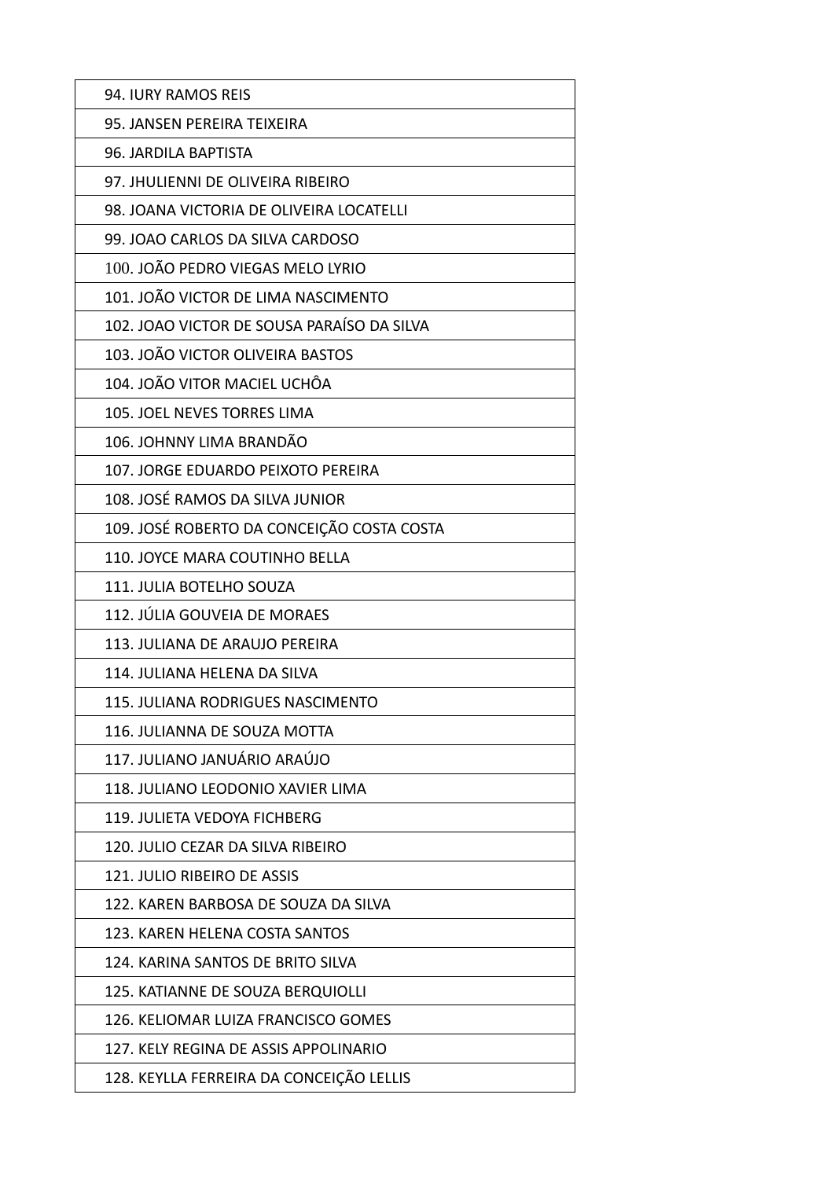| 94. IURY RAMOS REIS |
| --- |
| 95. JANSEN PEREIRA TEIXEIRA |
| 96. JARDILA BAPTISTA |
| 97. JHULIENNI DE OLIVEIRA RIBEIRO |
| 98. JOANA VICTORIA DE OLIVEIRA LOCATELLI |
| 99. JOAO CARLOS DA SILVA CARDOSO |
| 100. JOÃO PEDRO VIEGAS MELO LYRIO |
| 101. JOÃO VICTOR DE LIMA NASCIMENTO |
| 102. JOAO VICTOR DE SOUSA PARAÍSO DA SILVA |
| 103. JOÃO VICTOR OLIVEIRA BASTOS |
| 104. JOÃO VITOR MACIEL UCHÔA |
| 105. JOEL NEVES TORRES LIMA |
| 106. JOHNNY LIMA BRANDÃO |
| 107. JORGE EDUARDO PEIXOTO PEREIRA |
| 108. JOSÉ RAMOS DA SILVA JUNIOR |
| 109. JOSÉ ROBERTO DA CONCEIÇÃO COSTA COSTA |
| 110. JOYCE MARA COUTINHO BELLA |
| 111. JULIA BOTELHO SOUZA |
| 112. JÚLIA GOUVEIA DE MORAES |
| 113. JULIANA DE ARAUJO PEREIRA |
| 114. JULIANA HELENA DA SILVA |
| 115. JULIANA RODRIGUES NASCIMENTO |
| 116. JULIANNA DE SOUZA MOTTA |
| 117. JULIANO JANUÁRIO ARAÚJO |
| 118. JULIANO LEODONIO XAVIER LIMA |
| 119. JULIETA VEDOYA FICHBERG |
| 120. JULIO CEZAR DA SILVA RIBEIRO |
| 121. JULIO RIBEIRO DE ASSIS |
| 122. KAREN BARBOSA DE SOUZA DA SILVA |
| 123. KAREN HELENA COSTA SANTOS |
| 124. KARINA SANTOS DE BRITO SILVA |
| 125. KATIANNE DE SOUZA BERQUIOLLI |
| 126. KELIOMAR LUIZA FRANCISCO GOMES |
| 127. KELY REGINA DE ASSIS APPOLINARIO |
| 128. KEYLLA FERREIRA DA CONCEIÇÃO LELLIS |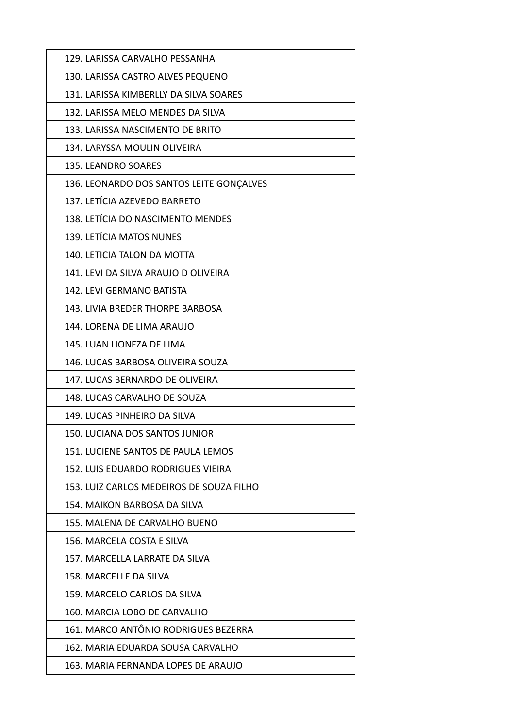| 129. LARISSA CARVALHO PESSANHA |
| --- |
| 130. LARISSA CASTRO ALVES PEQUENO |
| 131. LARISSA KIMBERLLY DA SILVA SOARES |
| 132. LARISSA MELO MENDES DA SILVA |
| 133. LARISSA NASCIMENTO DE BRITO |
| 134. LARYSSA MOULIN OLIVEIRA |
| 135. LEANDRO SOARES |
| 136. LEONARDO DOS SANTOS LEITE GONÇALVES |
| 137. LETÍCIA AZEVEDO BARRETO |
| 138. LETÍCIA DO NASCIMENTO MENDES |
| 139. LETÍCIA MATOS NUNES |
| 140. LETICIA TALON DA MOTTA |
| 141. LEVI DA SILVA ARAUJO D OLIVEIRA |
| 142. LEVI GERMANO BATISTA |
| 143. LIVIA BREDER THORPE BARBOSA |
| 144. LORENA DE LIMA ARAUJO |
| 145. LUAN LIONEZA DE LIMA |
| 146. LUCAS BARBOSA OLIVEIRA SOUZA |
| 147. LUCAS BERNARDO DE OLIVEIRA |
| 148. LUCAS CARVALHO DE SOUZA |
| 149. LUCAS PINHEIRO DA SILVA |
| 150. LUCIANA DOS SANTOS JUNIOR |
| 151. LUCIENE SANTOS DE PAULA LEMOS |
| 152. LUIS EDUARDO RODRIGUES VIEIRA |
| 153. LUIZ CARLOS MEDEIROS DE SOUZA FILHO |
| 154. MAIKON BARBOSA DA SILVA |
| 155. MALENA DE CARVALHO BUENO |
| 156. MARCELA COSTA E SILVA |
| 157. MARCELLA LARRATE DA SILVA |
| 158. MARCELLE DA SILVA |
| 159. MARCELO CARLOS DA SILVA |
| 160. MARCIA LOBO DE CARVALHO |
| 161. MARCO ANTÔNIO RODRIGUES BEZERRA |
| 162. MARIA EDUARDA SOUSA CARVALHO |
| 163. MARIA FERNANDA LOPES DE ARAUJO |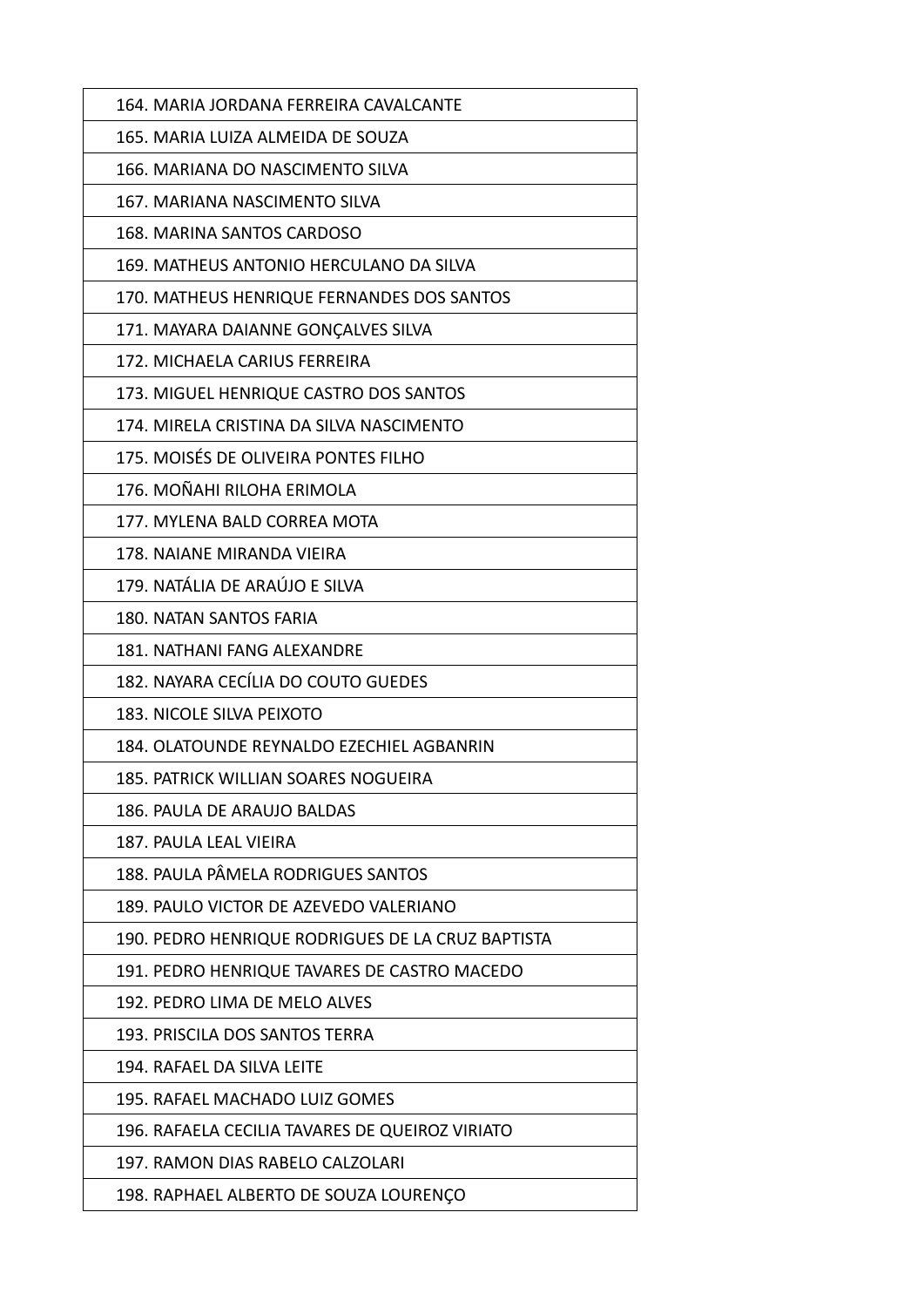| 164. MARIA JORDANA FERREIRA CAVALCANTE |
| --- |
| 165. MARIA LUIZA ALMEIDA DE SOUZA |
| 166. MARIANA DO NASCIMENTO SILVA |
| 167. MARIANA NASCIMENTO SILVA |
| 168. MARINA SANTOS CARDOSO |
| 169. MATHEUS ANTONIO HERCULANO DA SILVA |
| 170. MATHEUS HENRIQUE FERNANDES DOS SANTOS |
| 171. MAYARA DAIANNE GONÇALVES SILVA |
| 172. MICHAELA CARIUS FERREIRA |
| 173. MIGUEL HENRIQUE CASTRO DOS SANTOS |
| 174. MIRELA CRISTINA DA SILVA NASCIMENTO |
| 175. MOISÉS DE OLIVEIRA PONTES FILHO |
| 176. MOÑAHI RILOHA ERIMOLA |
| 177. MYLENA BALD CORREA MOTA |
| 178. NAIANE MIRANDA VIEIRA |
| 179. NATÁLIA DE ARAÚJO E SILVA |
| 180. NATAN SANTOS FARIA |
| 181. NATHANI FANG ALEXANDRE |
| 182. NAYARA CECÍLIA DO COUTO GUEDES |
| 183. NICOLE SILVA PEIXOTO |
| 184. OLATOUNDE REYNALDO EZECHIEL AGBANRIN |
| 185. PATRICK WILLIAN SOARES NOGUEIRA |
| 186. PAULA DE ARAUJO BALDAS |
| 187. PAULA LEAL VIEIRA |
| 188. PAULA PÂMELA RODRIGUES SANTOS |
| 189. PAULO VICTOR DE AZEVEDO VALERIANO |
| 190. PEDRO HENRIQUE RODRIGUES DE LA CRUZ BAPTISTA |
| 191. PEDRO HENRIQUE TAVARES DE CASTRO MACEDO |
| 192. PEDRO LIMA DE MELO ALVES |
| 193. PRISCILA DOS SANTOS TERRA |
| 194. RAFAEL DA SILVA LEITE |
| 195. RAFAEL MACHADO LUIZ GOMES |
| 196. RAFAELA CECILIA TAVARES DE QUEIROZ VIRIATO |
| 197. RAMON DIAS RABELO CALZOLARI |
| 198. RAPHAEL ALBERTO DE SOUZA LOURENÇO |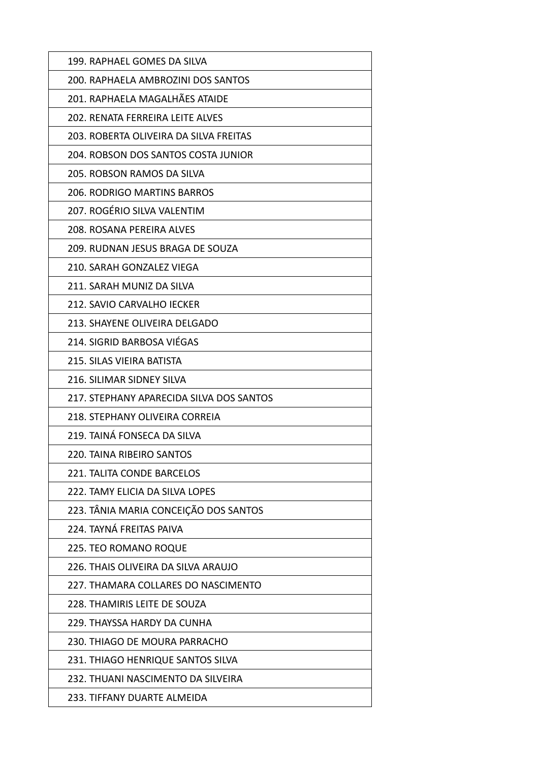199. RAPHAEL GOMES DA SILVA
200. RAPHAELA AMBROZINI DOS SANTOS
201. RAPHAELA MAGALHÃES ATAIDE
202. RENATA FERREIRA LEITE ALVES
203. ROBERTA OLIVEIRA DA SILVA FREITAS
204. ROBSON DOS SANTOS COSTA JUNIOR
205. ROBSON RAMOS DA SILVA
206. RODRIGO MARTINS BARROS
207. ROGÉRIO SILVA VALENTIM
208. ROSANA PEREIRA ALVES
209. RUDNAN JESUS BRAGA DE SOUZA
210. SARAH GONZALEZ VIEGA
211. SARAH MUNIZ DA SILVA
212. SAVIO CARVALHO IECKER
213. SHAYENE OLIVEIRA DELGADO
214. SIGRID BARBOSA VIÉGAS
215. SILAS VIEIRA BATISTA
216. SILIMAR SIDNEY SILVA
217. STEPHANY APARECIDA SILVA DOS SANTOS
218. STEPHANY OLIVEIRA CORREIA
219. TAINÁ FONSECA DA SILVA
220. TAINA RIBEIRO SANTOS
221. TALITA CONDE BARCELOS
222. TAMY ELICIA DA SILVA LOPES
223. TÂNIA MARIA CONCEIÇÃO DOS SANTOS
224. TAYNÁ FREITAS PAIVA
225. TEO ROMANO ROQUE
226. THAIS OLIVEIRA DA SILVA ARAUJO
227. THAMARA COLLARES DO NASCIMENTO
228. THAMIRIS LEITE DE SOUZA
229. THAYSSA HARDY DA CUNHA
230. THIAGO DE MOURA PARRACHO
231. THIAGO HENRIQUE SANTOS SILVA
232. THUANI NASCIMENTO DA SILVEIRA
233. TIFFANY DUARTE ALMEIDA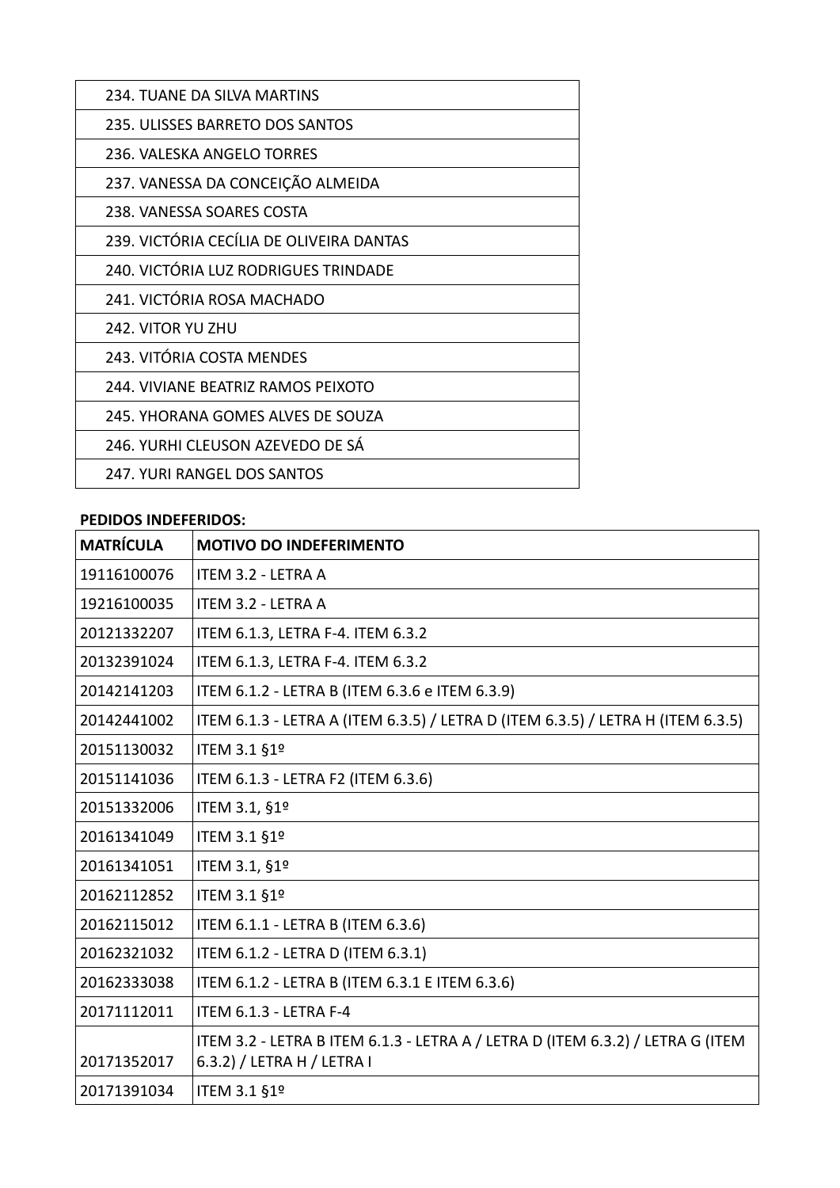| 234. TUANE DA SILVA MARTINS |
|---|
| 235. ULISSES BARRETO DOS SANTOS |
| 236. VALESKA ANGELO TORRES |
| 237. VANESSA DA CONCEIÇÃO ALMEIDA |
| 238. VANESSA SOARES COSTA |
| 239. VICTÓRIA CECÍLIA DE OLIVEIRA DANTAS |
| 240. VICTÓRIA LUZ RODRIGUES TRINDADE |
| 241. VICTÓRIA ROSA MACHADO |
| 242. VITOR YU ZHU |
| 243. VITÓRIA COSTA MENDES |
| 244. VIVIANE BEATRIZ RAMOS PEIXOTO |
| 245. YHORANA GOMES ALVES DE SOUZA |
| 246. YURHI CLEUSON AZEVEDO DE SÁ |
| 247. YURI RANGEL DOS SANTOS |

**PEDIDOS INDEFERIDOS:**

| MATRÍCULA | MOTIVO DO INDEFERIMENTO |
|---|---|
| 19116100076 | ITEM 3.2 - LETRA A |
| 19216100035 | ITEM 3.2 - LETRA A |
| 20121332207 | ITEM 6.1.3, LETRA F-4. ITEM 6.3.2 |
| 20132391024 | ITEM 6.1.3, LETRA F-4. ITEM 6.3.2 |
| 20142141203 | ITEM 6.1.2 - LETRA B (ITEM 6.3.6 e ITEM 6.3.9) |
| 20142441002 | ITEM 6.1.3 - LETRA A (ITEM 6.3.5) / LETRA D (ITEM 6.3.5) / LETRA H (ITEM 6.3.5) |
| 20151130032 | ITEM 3.1 §1º |
| 20151141036 | ITEM 6.1.3 - LETRA F2 (ITEM 6.3.6) |
| 20151332006 | ITEM 3.1, §1º |
| 20161341049 | ITEM 3.1 §1º |
| 20161341051 | ITEM 3.1, §1º |
| 20162112852 | ITEM 3.1 §1º |
| 20162115012 | ITEM 6.1.1 - LETRA B (ITEM 6.3.6) |
| 20162321032 | ITEM 6.1.2 - LETRA D (ITEM 6.3.1) |
| 20162333038 | ITEM 6.1.2 - LETRA B (ITEM 6.3.1 E ITEM 6.3.6) |
| 20171112011 | ITEM 6.1.3 - LETRA F-4 |
| 20171352017 | ITEM 3.2 - LETRA B ITEM 6.1.3 - LETRA A / LETRA D (ITEM 6.3.2) / LETRA G (ITEM 6.3.2) / LETRA H / LETRA I |
| 20171391034 | ITEM 3.1 §1º |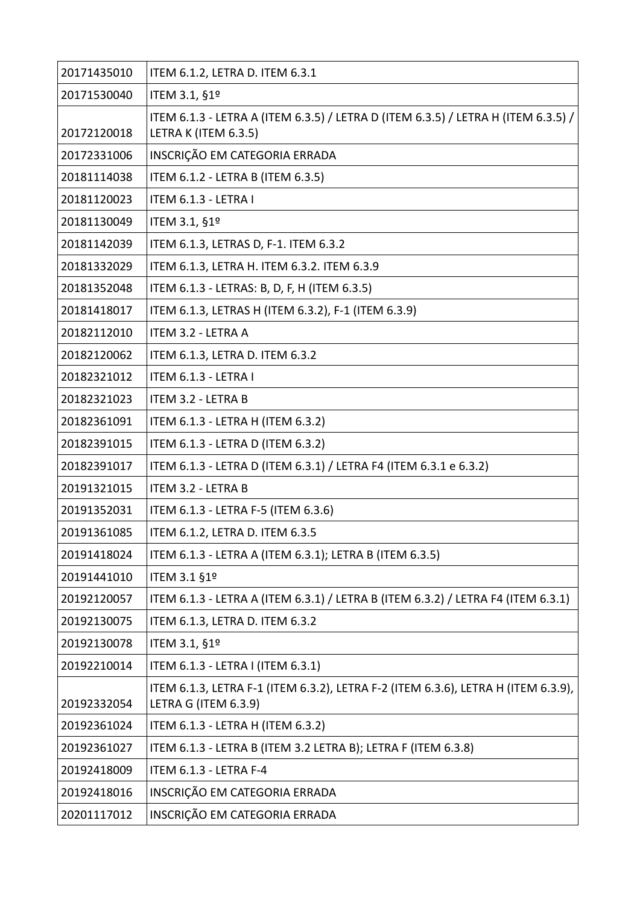| | |
|---|---|
| 20171435010 | ITEM 6.1.2, LETRA D. ITEM 6.3.1 |
| 20171530040 | ITEM 3.1, §1º |
| 20172120018 | ITEM 6.1.3 - LETRA A (ITEM 6.3.5) / LETRA D (ITEM 6.3.5) / LETRA H (ITEM 6.3.5) / LETRA K (ITEM 6.3.5) |
| 20172331006 | INSCRIÇÃO EM CATEGORIA ERRADA |
| 20181114038 | ITEM 6.1.2 - LETRA B (ITEM 6.3.5) |
| 20181120023 | ITEM 6.1.3 - LETRA I |
| 20181130049 | ITEM 3.1, §1º |
| 20181142039 | ITEM 6.1.3, LETRAS D, F-1. ITEM 6.3.2 |
| 20181332029 | ITEM 6.1.3, LETRA H. ITEM 6.3.2. ITEM 6.3.9 |
| 20181352048 | ITEM 6.1.3 - LETRAS: B, D, F, H (ITEM 6.3.5) |
| 20181418017 | ITEM 6.1.3, LETRAS H (ITEM 6.3.2), F-1 (ITEM 6.3.9) |
| 20182112010 | ITEM 3.2 - LETRA A |
| 20182120062 | ITEM 6.1.3, LETRA D. ITEM 6.3.2 |
| 20182321012 | ITEM 6.1.3 - LETRA I |
| 20182321023 | ITEM 3.2 - LETRA B |
| 20182361091 | ITEM 6.1.3 - LETRA H (ITEM 6.3.2) |
| 20182391015 | ITEM 6.1.3 - LETRA D (ITEM 6.3.2) |
| 20182391017 | ITEM 6.1.3 - LETRA D (ITEM 6.3.1) / LETRA F4 (ITEM 6.3.1 e 6.3.2) |
| 20191321015 | ITEM 3.2 - LETRA B |
| 20191352031 | ITEM 6.1.3 - LETRA F-5 (ITEM 6.3.6) |
| 20191361085 | ITEM 6.1.2, LETRA D. ITEM 6.3.5 |
| 20191418024 | ITEM 6.1.3 - LETRA A (ITEM 6.3.1); LETRA B (ITEM 6.3.5) |
| 20191441010 | ITEM 3.1 §1º |
| 20192120057 | ITEM 6.1.3 - LETRA A (ITEM 6.3.1) / LETRA B (ITEM 6.3.2) / LETRA F4 (ITEM 6.3.1) |
| 20192130075 | ITEM 6.1.3, LETRA D. ITEM 6.3.2 |
| 20192130078 | ITEM 3.1, §1º |
| 20192210014 | ITEM 6.1.3 - LETRA I (ITEM 6.3.1) |
| 20192332054 | ITEM 6.1.3, LETRA F-1 (ITEM 6.3.2), LETRA F-2 (ITEM 6.3.6), LETRA H (ITEM 6.3.9), LETRA G (ITEM 6.3.9) |
| 20192361024 | ITEM 6.1.3 - LETRA H (ITEM 6.3.2) |
| 20192361027 | ITEM 6.1.3 - LETRA B (ITEM 3.2 LETRA B); LETRA F (ITEM 6.3.8) |
| 20192418009 | ITEM 6.1.3 - LETRA F-4 |
| 20192418016 | INSCRIÇÃO EM CATEGORIA ERRADA |
| 20201117012 | INSCRIÇÃO EM CATEGORIA ERRADA |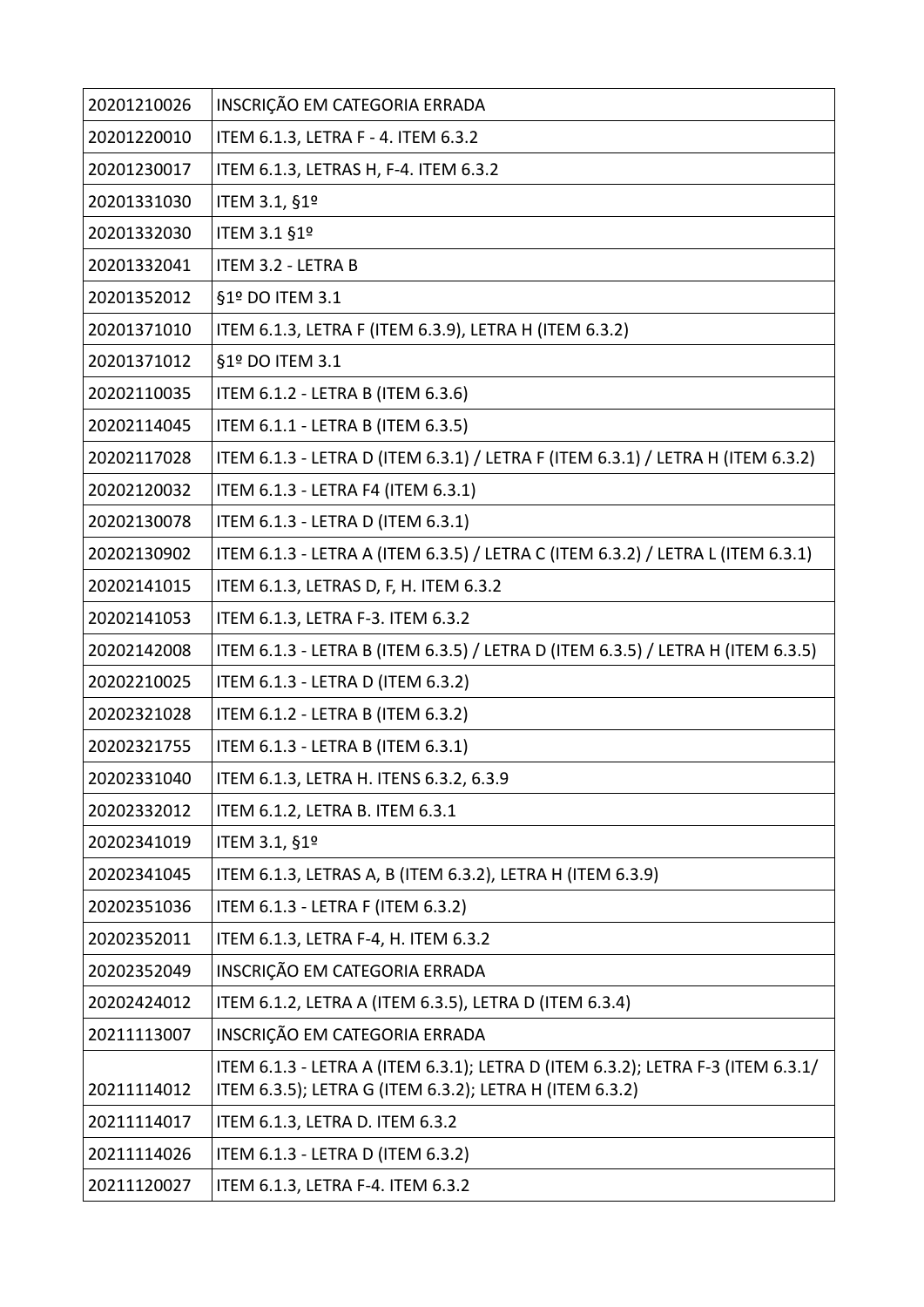| | |
|---|---|
| 20201210026 | INSCRIÇÃO EM CATEGORIA ERRADA |
| 20201220010 | ITEM 6.1.3, LETRA F - 4. ITEM 6.3.2 |
| 20201230017 | ITEM 6.1.3, LETRAS H, F-4. ITEM 6.3.2 |
| 20201331030 | ITEM 3.1, §1º |
| 20201332030 | ITEM 3.1 §1º |
| 20201332041 | ITEM 3.2 - LETRA B |
| 20201352012 | §1º DO ITEM 3.1 |
| 20201371010 | ITEM 6.1.3, LETRA F (ITEM 6.3.9), LETRA H (ITEM 6.3.2) |
| 20201371012 | §1º DO ITEM 3.1 |
| 20202110035 | ITEM 6.1.2 - LETRA B (ITEM 6.3.6) |
| 20202114045 | ITEM 6.1.1 - LETRA B (ITEM 6.3.5) |
| 20202117028 | ITEM 6.1.3 - LETRA D (ITEM 6.3.1) / LETRA F (ITEM 6.3.1) / LETRA H (ITEM 6.3.2) |
| 20202120032 | ITEM 6.1.3 - LETRA F4 (ITEM 6.3.1) |
| 20202130078 | ITEM 6.1.3 - LETRA D (ITEM 6.3.1) |
| 20202130902 | ITEM 6.1.3 - LETRA A (ITEM 6.3.5) / LETRA C (ITEM 6.3.2) / LETRA L (ITEM 6.3.1) |
| 20202141015 | ITEM 6.1.3, LETRAS D, F, H. ITEM 6.3.2 |
| 20202141053 | ITEM 6.1.3, LETRA F-3. ITEM 6.3.2 |
| 20202142008 | ITEM 6.1.3 - LETRA B (ITEM 6.3.5) / LETRA D (ITEM 6.3.5) / LETRA H (ITEM 6.3.5) |
| 20202210025 | ITEM 6.1.3 - LETRA D (ITEM 6.3.2) |
| 20202321028 | ITEM 6.1.2 - LETRA B (ITEM 6.3.2) |
| 20202321755 | ITEM 6.1.3 - LETRA B (ITEM 6.3.1) |
| 20202331040 | ITEM 6.1.3, LETRA H. ITENS 6.3.2, 6.3.9 |
| 20202332012 | ITEM 6.1.2, LETRA B. ITEM 6.3.1 |
| 20202341019 | ITEM 3.1, §1º |
| 20202341045 | ITEM 6.1.3, LETRAS A, B (ITEM 6.3.2), LETRA H (ITEM 6.3.9) |
| 20202351036 | ITEM 6.1.3 - LETRA F (ITEM 6.3.2) |
| 20202352011 | ITEM 6.1.3, LETRA F-4, H. ITEM 6.3.2 |
| 20202352049 | INSCRIÇÃO EM CATEGORIA ERRADA |
| 20202424012 | ITEM 6.1.2, LETRA A (ITEM 6.3.5), LETRA D (ITEM 6.3.4) |
| 20211113007 | INSCRIÇÃO EM CATEGORIA ERRADA |
| 20211114012 | ITEM 6.1.3 - LETRA A (ITEM 6.3.1); LETRA D (ITEM 6.3.2); LETRA F-3 (ITEM 6.3.1/ ITEM 6.3.5); LETRA G (ITEM 6.3.2); LETRA H (ITEM 6.3.2) |
| 20211114017 | ITEM 6.1.3, LETRA D. ITEM 6.3.2 |
| 20211114026 | ITEM 6.1.3 - LETRA D (ITEM 6.3.2) |
| 20211120027 | ITEM 6.1.3, LETRA F-4. ITEM 6.3.2 |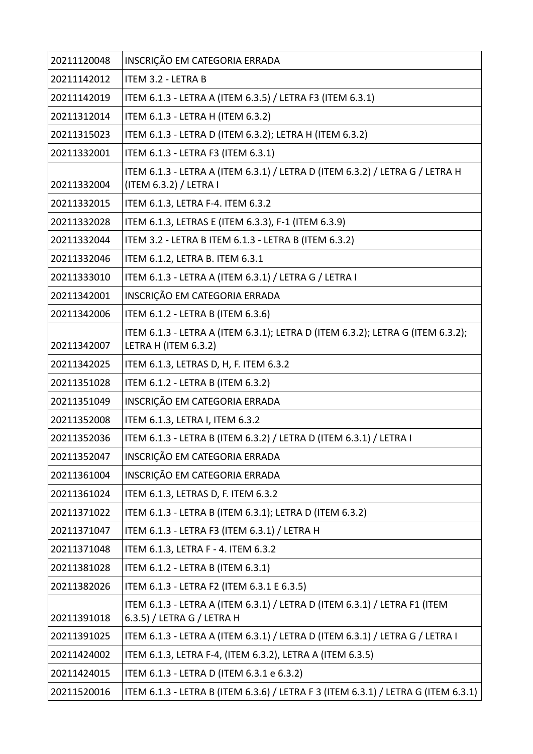| | |
|---|---|
| 20211120048 | INSCRIÇÃO EM CATEGORIA ERRADA |
| 20211142012 | ITEM 3.2 - LETRA B |
| 20211142019 | ITEM 6.1.3 - LETRA A (ITEM 6.3.5) / LETRA F3 (ITEM 6.3.1) |
| 20211312014 | ITEM 6.1.3 - LETRA H (ITEM 6.3.2) |
| 20211315023 | ITEM 6.1.3 - LETRA D (ITEM 6.3.2); LETRA H (ITEM 6.3.2) |
| 20211332001 | ITEM 6.1.3 - LETRA F3 (ITEM 6.3.1) |
| 20211332004 | ITEM 6.1.3 - LETRA A (ITEM 6.3.1) / LETRA D (ITEM 6.3.2) / LETRA G / LETRA H (ITEM 6.3.2) / LETRA I |
| 20211332015 | ITEM 6.1.3, LETRA F-4. ITEM 6.3.2 |
| 20211332028 | ITEM 6.1.3, LETRAS E (ITEM 6.3.3), F-1 (ITEM 6.3.9) |
| 20211332044 | ITEM 3.2 - LETRA B ITEM 6.1.3 - LETRA B (ITEM 6.3.2) |
| 20211332046 | ITEM 6.1.2, LETRA B. ITEM 6.3.1 |
| 20211333010 | ITEM 6.1.3 - LETRA A (ITEM 6.3.1) / LETRA G / LETRA I |
| 20211342001 | INSCRIÇÃO EM CATEGORIA ERRADA |
| 20211342006 | ITEM 6.1.2 - LETRA B (ITEM 6.3.6) |
| 20211342007 | ITEM 6.1.3 - LETRA A (ITEM 6.3.1); LETRA D (ITEM 6.3.2); LETRA G (ITEM 6.3.2); LETRA H (ITEM 6.3.2) |
| 20211342025 | ITEM 6.1.3, LETRAS D, H, F. ITEM 6.3.2 |
| 20211351028 | ITEM 6.1.2 - LETRA B (ITEM 6.3.2) |
| 20211351049 | INSCRIÇÃO EM CATEGORIA ERRADA |
| 20211352008 | ITEM 6.1.3, LETRA I, ITEM 6.3.2 |
| 20211352036 | ITEM 6.1.3 - LETRA B (ITEM 6.3.2) / LETRA D (ITEM 6.3.1) / LETRA I |
| 20211352047 | INSCRIÇÃO EM CATEGORIA ERRADA |
| 20211361004 | INSCRIÇÃO EM CATEGORIA ERRADA |
| 20211361024 | ITEM 6.1.3, LETRAS D, F. ITEM 6.3.2 |
| 20211371022 | ITEM 6.1.3 - LETRA B (ITEM 6.3.1); LETRA D (ITEM 6.3.2) |
| 20211371047 | ITEM 6.1.3 - LETRA F3 (ITEM 6.3.1) / LETRA H |
| 20211371048 | ITEM 6.1.3, LETRA F - 4. ITEM 6.3.2 |
| 20211381028 | ITEM 6.1.2 - LETRA B (ITEM 6.3.1) |
| 20211382026 | ITEM 6.1.3 - LETRA F2 (ITEM 6.3.1 E 6.3.5) |
| 20211391018 | ITEM 6.1.3 - LETRA A (ITEM 6.3.1) / LETRA D (ITEM 6.3.1) / LETRA F1 (ITEM 6.3.5) / LETRA G / LETRA H |
| 20211391025 | ITEM 6.1.3 - LETRA A (ITEM 6.3.1) / LETRA D (ITEM 6.3.1) / LETRA G / LETRA I |
| 20211424002 | ITEM 6.1.3, LETRA F-4, (ITEM 6.3.2), LETRA A (ITEM 6.3.5) |
| 20211424015 | ITEM 6.1.3 - LETRA D (ITEM 6.3.1 e 6.3.2) |
| 20211520016 | ITEM 6.1.3 - LETRA B (ITEM 6.3.6) / LETRA F 3 (ITEM 6.3.1) / LETRA G (ITEM 6.3.1) |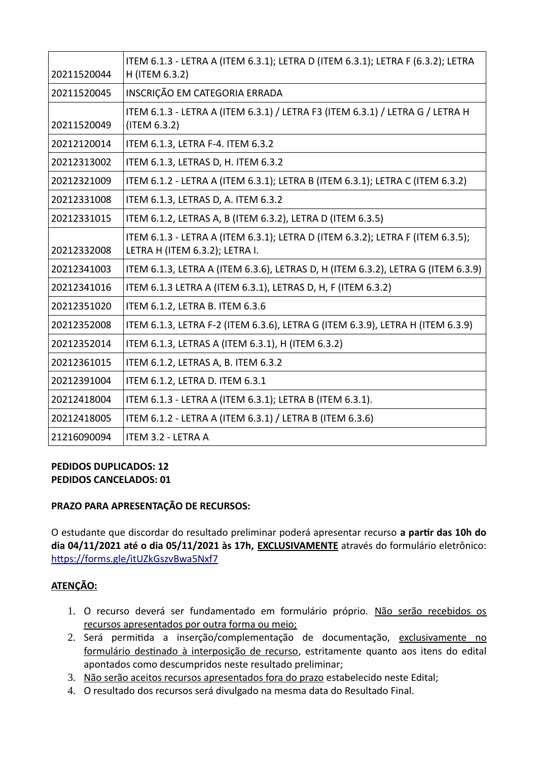| | |
|---|---|
| 20211520044 | ITEM 6.1.3 - LETRA A (ITEM 6.3.1); LETRA D (ITEM 6.3.1); LETRA F (6.3.2); LETRA H (ITEM 6.3.2) |
| 20211520045 | INSCRIÇÃO EM CATEGORIA ERRADA |
| 20211520049 | ITEM 6.1.3 - LETRA A (ITEM 6.3.1) / LETRA F3 (ITEM 6.3.1) / LETRA G / LETRA H (ITEM 6.3.2) |
| 20212120014 | ITEM 6.1.3, LETRA F-4. ITEM 6.3.2 |
| 20212313002 | ITEM 6.1.3, LETRAS D, H. ITEM 6.3.2 |
| 20212321009 | ITEM 6.1.2 - LETRA A (ITEM 6.3.1); LETRA B (ITEM 6.3.1); LETRA C (ITEM 6.3.2) |
| 20212331008 | ITEM 6.1.3, LETRAS D, A. ITEM 6.3.2 |
| 20212331015 | ITEM 6.1.2, LETRAS A, B (ITEM 6.3.2), LETRA D (ITEM 6.3.5) |
| 20212332008 | ITEM 6.1.3 - LETRA A (ITEM 6.3.1); LETRA D (ITEM 6.3.2); LETRA F (ITEM 6.3.5); LETRA H (ITEM 6.3.2); LETRA I. |
| 20212341003 | ITEM 6.1.3, LETRA A (ITEM 6.3.6), LETRAS D, H (ITEM 6.3.2), LETRA G (ITEM 6.3.9) |
| 20212341016 | ITEM 6.1.3 LETRA A (ITEM 6.3.1), LETRAS D, H, F (ITEM 6.3.2) |
| 20212351020 | ITEM 6.1.2, LETRA B. ITEM 6.3.6 |
| 20212352008 | ITEM 6.1.3, LETRA F-2 (ITEM 6.3.6), LETRA G (ITEM 6.3.9), LETRA H (ITEM 6.3.9) |
| 20212352014 | ITEM 6.1.3, LETRAS A (ITEM 6.3.1), H (ITEM 6.3.2) |
| 20212361015 | ITEM 6.1.2, LETRAS A, B. ITEM 6.3.2 |
| 20212391004 | ITEM 6.1.2, LETRA D. ITEM 6.3.1 |
| 20212418004 | ITEM 6.1.3 - LETRA A (ITEM 6.3.1); LETRA B (ITEM 6.3.1). |
| 20212418005 | ITEM 6.1.2 - LETRA A (ITEM 6.3.1) / LETRA B (ITEM 6.3.6) |
| 21216090094 | ITEM 3.2 - LETRA A |

**PEDIDOS DUPLICADOS: 12**
**PEDIDOS CANCELADOS: 01**

**PRAZO PARA APRESENTAÇÃO DE RECURSOS:**

O estudante que discordar do resultado preliminar poderá apresentar recurso **a partir das 10h do dia 04/11/2021 até o dia 05/11/2021 às 17h, EXCLUSIVAMENTE** através do formulário eletrônico: https://forms.gle/itUZkGszvBwa5Nxf7

**ATENÇÃO:**

1. O recurso deverá ser fundamentado em formulário próprio. Não serão recebidos os recursos apresentados por outra forma ou meio;
2. Será permitida a inserção/complementação de documentação, exclusivamente no formulário destinado à interposição de recurso, estritamente quanto aos itens do edital apontados como descumpridos neste resultado preliminar;
3. Não serão aceitos recursos apresentados fora do prazo estabelecido neste Edital;
4. O resultado dos recursos será divulgado na mesma data do Resultado Final.